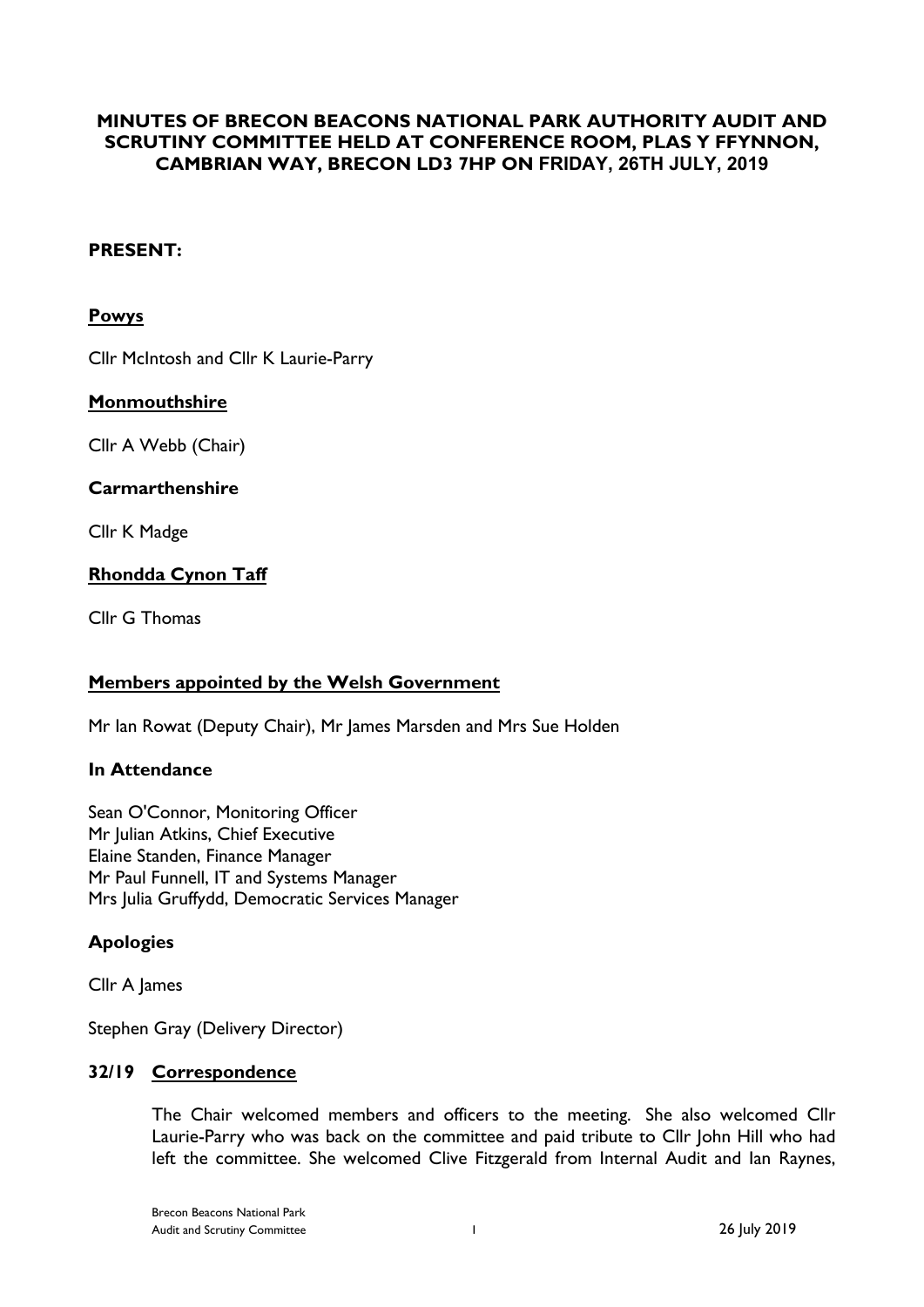# MINUTES OF BRECON BEACONS NATIONAL PARK AUTHORITY AUDIT AND SCRUTINY COMMITTEE HELD AT CONFERENCE ROOM, PLAS Y FFYNNON, CAMBRIAN WAY, BRECON LD3 7HP ON FRIDAY, 26TH JULY, 2019

## PRESENT:

**Powys**

Cllr McIntosh and Cllr K Laurie-Parry

**Monmouthshire**

Cllr A Webb (Chair)

**Carmarthenshire**

Cllr K Madge

**Rhondda Cynon Taff**

Cllr G Thomas

**Members appointed by the Welsh Government**

Mr Ian Rowat (Deputy Chair), Mr James Marsden and Mrs Sue Holden

**In Attendance**

Sean O'Connor, Monitoring Officer
Mr Julian Atkins, Chief Executive
Elaine Standen, Finance Manager
Mr Paul Funnell, IT and Systems Manager
Mrs Julia Gruffydd, Democratic Services Manager

**Apologies**

Cllr A James

Stephen Gray (Delivery Director)

### 32/19 Correspondence

The Chair welcomed members and officers to the meeting. She also welcomed Cllr Laurie-Parry who was back on the committee and paid tribute to Cllr John Hill who had left the committee. She welcomed Clive Fitzgerald from Internal Audit and Ian Raynes,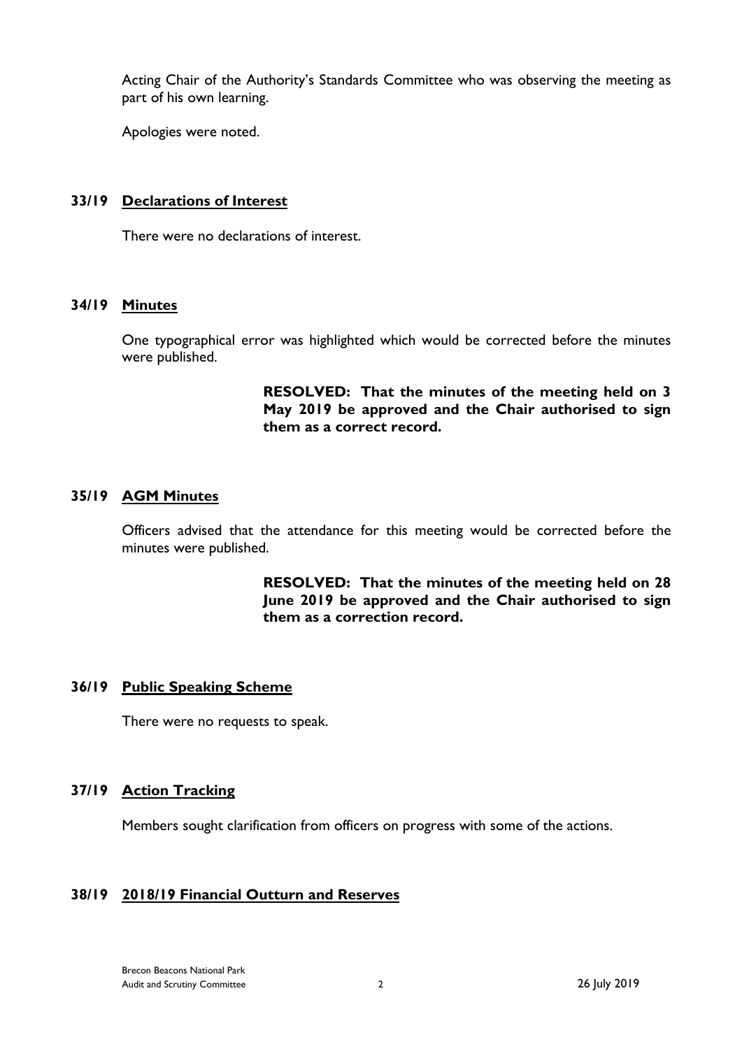Acting Chair of the Authority's Standards Committee who was observing the meeting as part of his own learning.

Apologies were noted.

## 33/19 Declarations of Interest

There were no declarations of interest.

## 34/19 Minutes

One typographical error was highlighted which would be corrected before the minutes were published.

> **RESOLVED: That the minutes of the meeting held on 3 May 2019 be approved and the Chair authorised to sign them as a correct record.**

## 35/19 AGM Minutes

Officers advised that the attendance for this meeting would be corrected before the minutes were published.

> **RESOLVED: That the minutes of the meeting held on 28 June 2019 be approved and the Chair authorised to sign them as a correction record.**

## 36/19 Public Speaking Scheme

There were no requests to speak.

## 37/19 Action Tracking

Members sought clarification from officers on progress with some of the actions.

## 38/19 2018/19 Financial Outturn and Reserves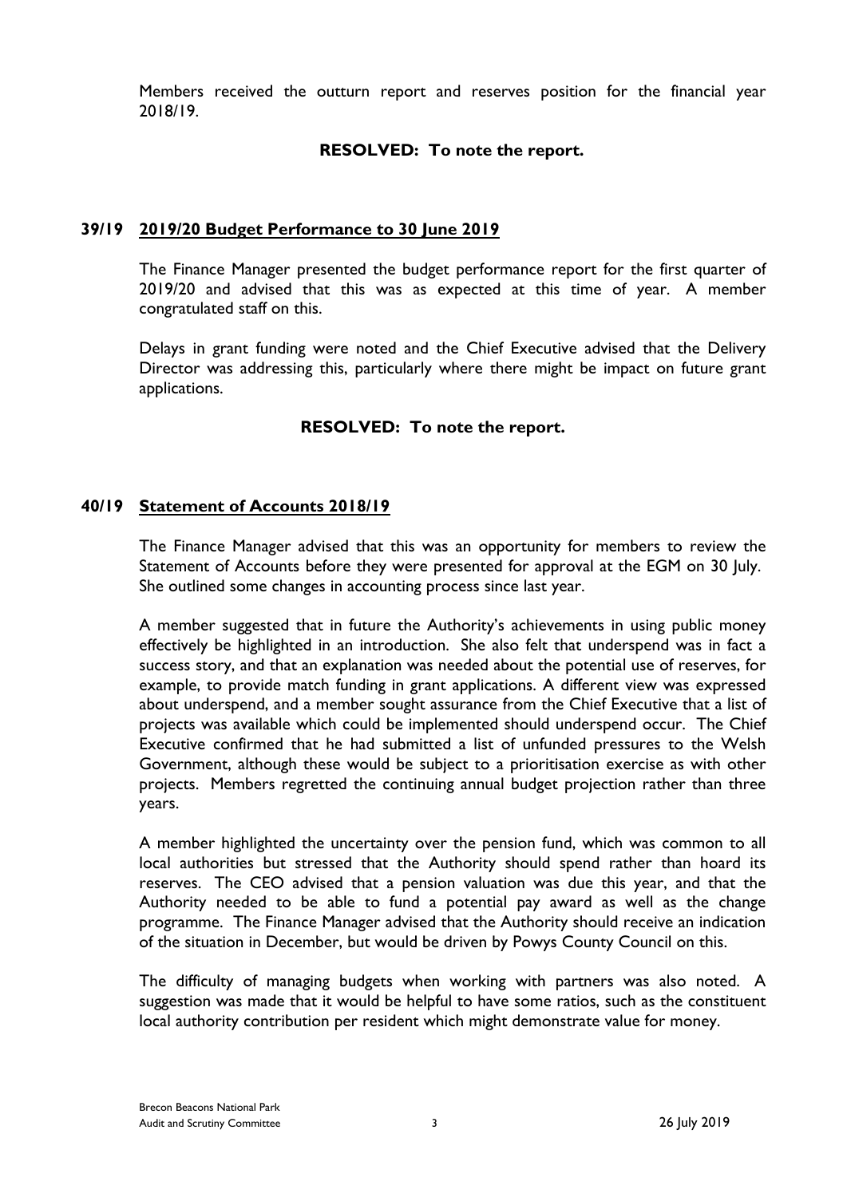Members received the outturn report and reserves position for the financial year 2018/19.

**RESOLVED: To note the report.**

## 39/19 2019/20 Budget Performance to 30 June 2019

The Finance Manager presented the budget performance report for the first quarter of 2019/20 and advised that this was as expected at this time of year. A member congratulated staff on this.

Delays in grant funding were noted and the Chief Executive advised that the Delivery Director was addressing this, particularly where there might be impact on future grant applications.

**RESOLVED: To note the report.**

## 40/19 Statement of Accounts 2018/19

The Finance Manager advised that this was an opportunity for members to review the Statement of Accounts before they were presented for approval at the EGM on 30 July. She outlined some changes in accounting process since last year.

A member suggested that in future the Authority's achievements in using public money effectively be highlighted in an introduction. She also felt that underspend was in fact a success story, and that an explanation was needed about the potential use of reserves, for example, to provide match funding in grant applications. A different view was expressed about underspend, and a member sought assurance from the Chief Executive that a list of projects was available which could be implemented should underspend occur. The Chief Executive confirmed that he had submitted a list of unfunded pressures to the Welsh Government, although these would be subject to a prioritisation exercise as with other projects. Members regretted the continuing annual budget projection rather than three years.

A member highlighted the uncertainty over the pension fund, which was common to all local authorities but stressed that the Authority should spend rather than hoard its reserves. The CEO advised that a pension valuation was due this year, and that the Authority needed to be able to fund a potential pay award as well as the change programme. The Finance Manager advised that the Authority should receive an indication of the situation in December, but would be driven by Powys County Council on this.

The difficulty of managing budgets when working with partners was also noted. A suggestion was made that it would be helpful to have some ratios, such as the constituent local authority contribution per resident which might demonstrate value for money.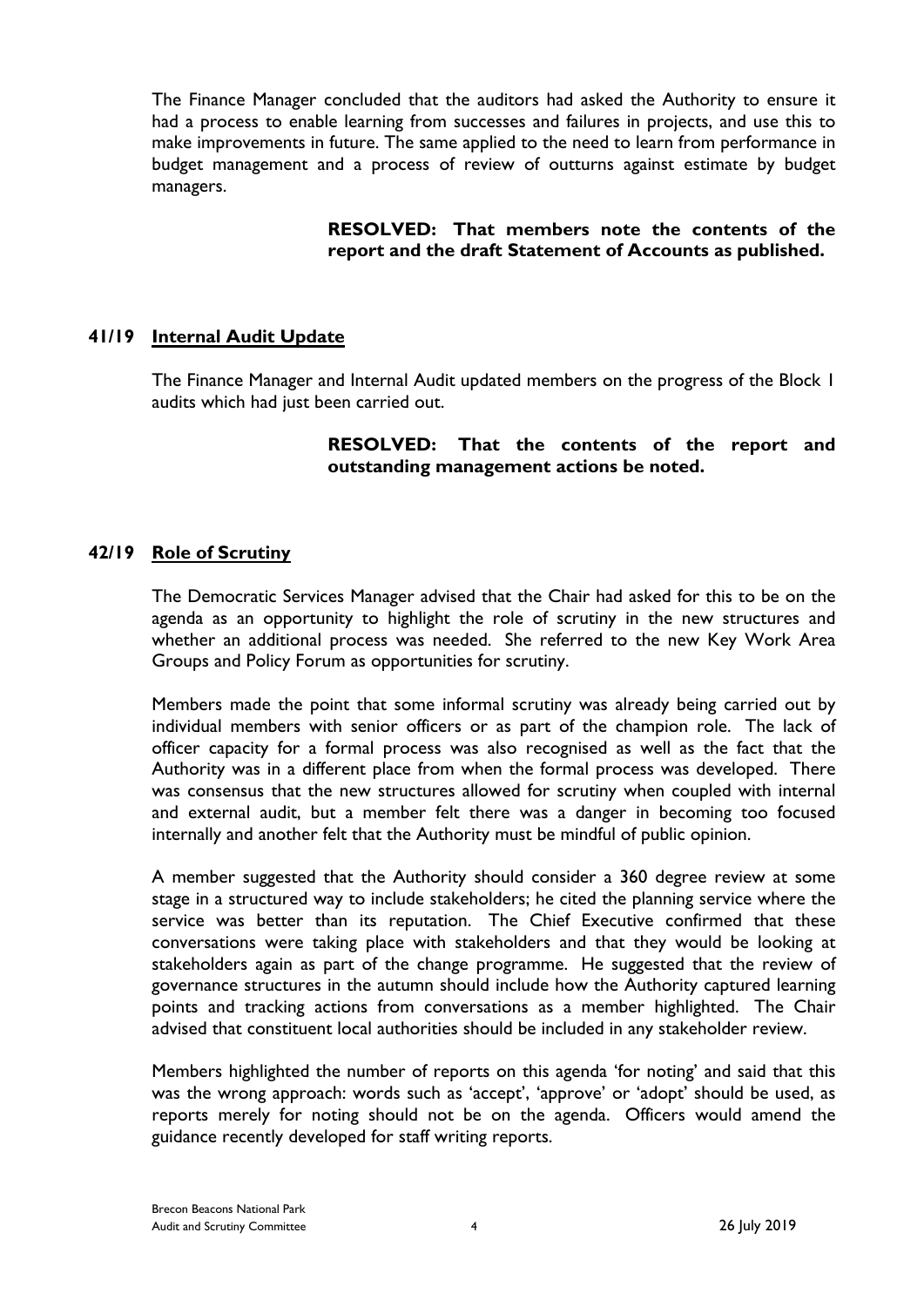The Finance Manager concluded that the auditors had asked the Authority to ensure it had a process to enable learning from successes and failures in projects, and use this to make improvements in future. The same applied to the need to learn from performance in budget management and a process of review of outturns against estimate by budget managers.

**RESOLVED: That members note the contents of the report and the draft Statement of Accounts as published.**

## 41/19 Internal Audit Update

The Finance Manager and Internal Audit updated members on the progress of the Block 1 audits which had just been carried out.

**RESOLVED: That the contents of the report and outstanding management actions be noted.**

## 42/19 Role of Scrutiny

The Democratic Services Manager advised that the Chair had asked for this to be on the agenda as an opportunity to highlight the role of scrutiny in the new structures and whether an additional process was needed. She referred to the new Key Work Area Groups and Policy Forum as opportunities for scrutiny.

Members made the point that some informal scrutiny was already being carried out by individual members with senior officers or as part of the champion role. The lack of officer capacity for a formal process was also recognised as well as the fact that the Authority was in a different place from when the formal process was developed. There was consensus that the new structures allowed for scrutiny when coupled with internal and external audit, but a member felt there was a danger in becoming too focused internally and another felt that the Authority must be mindful of public opinion.

A member suggested that the Authority should consider a 360 degree review at some stage in a structured way to include stakeholders; he cited the planning service where the service was better than its reputation. The Chief Executive confirmed that these conversations were taking place with stakeholders and that they would be looking at stakeholders again as part of the change programme. He suggested that the review of governance structures in the autumn should include how the Authority captured learning points and tracking actions from conversations as a member highlighted. The Chair advised that constituent local authorities should be included in any stakeholder review.

Members highlighted the number of reports on this agenda 'for noting' and said that this was the wrong approach: words such as 'accept', 'approve' or 'adopt' should be used, as reports merely for noting should not be on the agenda. Officers would amend the guidance recently developed for staff writing reports.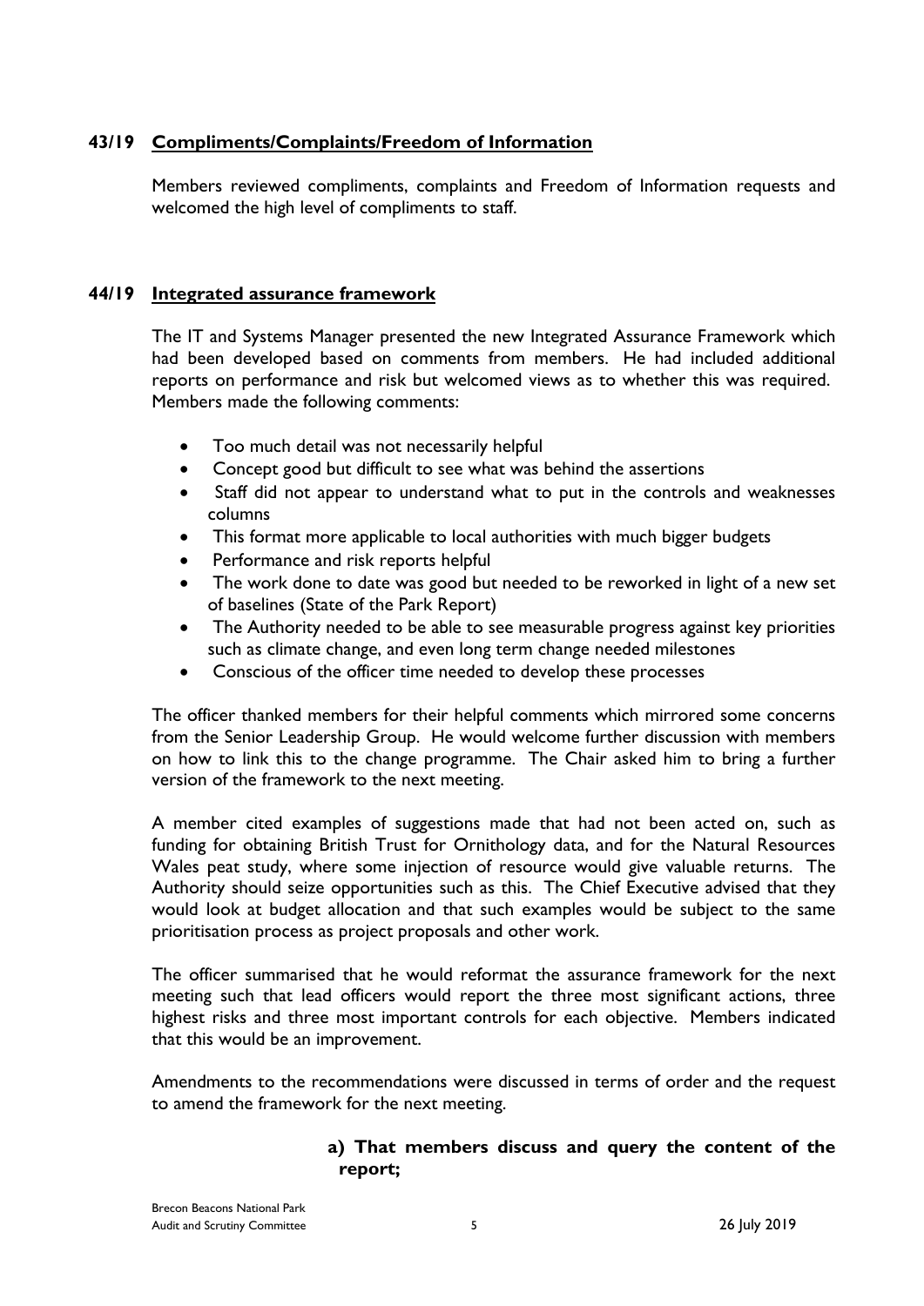## 43/19 Compliments/Complaints/Freedom of Information

Members reviewed compliments, complaints and Freedom of Information requests and welcomed the high level of compliments to staff.

## 44/19 Integrated assurance framework

The IT and Systems Manager presented the new Integrated Assurance Framework which had been developed based on comments from members. He had included additional reports on performance and risk but welcomed views as to whether this was required. Members made the following comments:

- Too much detail was not necessarily helpful
- Concept good but difficult to see what was behind the assertions
- Staff did not appear to understand what to put in the controls and weaknesses columns
- This format more applicable to local authorities with much bigger budgets
- Performance and risk reports helpful
- The work done to date was good but needed to be reworked in light of a new set of baselines (State of the Park Report)
- The Authority needed to be able to see measurable progress against key priorities such as climate change, and even long term change needed milestones
- Conscious of the officer time needed to develop these processes

The officer thanked members for their helpful comments which mirrored some concerns from the Senior Leadership Group. He would welcome further discussion with members on how to link this to the change programme. The Chair asked him to bring a further version of the framework to the next meeting.

A member cited examples of suggestions made that had not been acted on, such as funding for obtaining British Trust for Ornithology data, and for the Natural Resources Wales peat study, where some injection of resource would give valuable returns. The Authority should seize opportunities such as this. The Chief Executive advised that they would look at budget allocation and that such examples would be subject to the same prioritisation process as project proposals and other work.

The officer summarised that he would reformat the assurance framework for the next meeting such that lead officers would report the three most significant actions, three highest risks and three most important controls for each objective. Members indicated that this would be an improvement.

Amendments to the recommendations were discussed in terms of order and the request to amend the framework for the next meeting.

**a) That members discuss and query the content of the report;**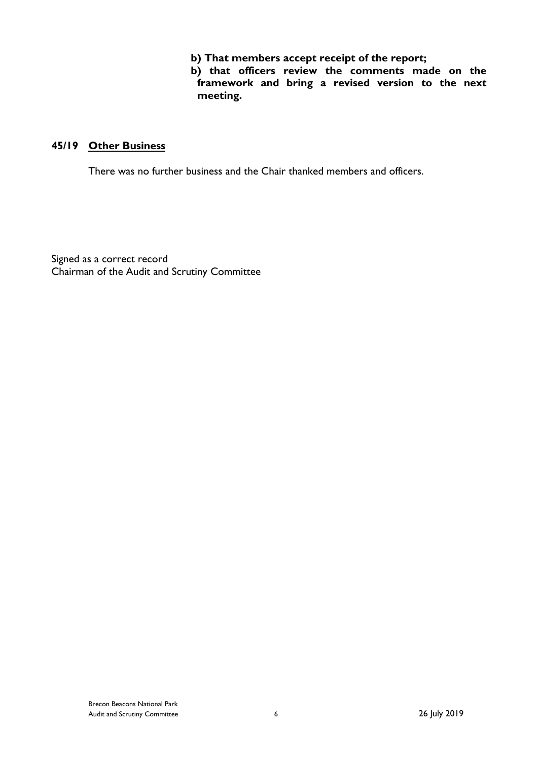**b) That members accept receipt of the report;**

**b) that officers review the comments made on the framework and bring a revised version to the next meeting.**

## 45/19 Other Business

There was no further business and the Chair thanked members and officers.

Signed as a correct record
Chairman of the Audit and Scrutiny Committee